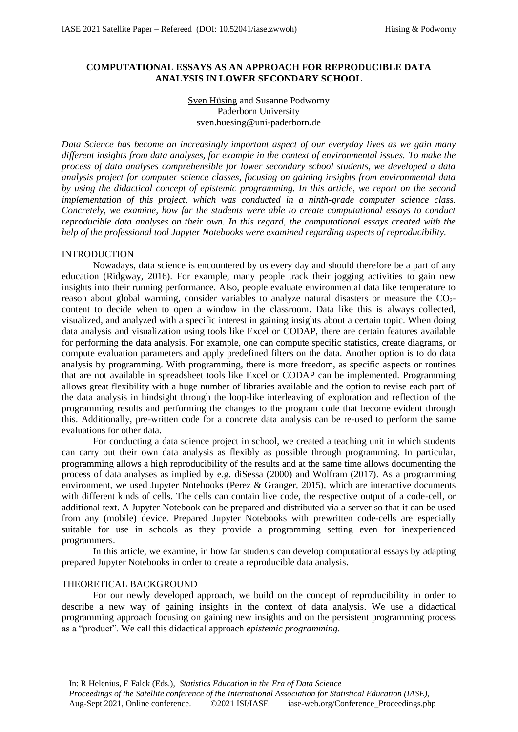# COMPUTATIONAL ESSAYS AS AN APPROACH FOR REPRODUCIBLE DATA ANALYSIS IN LOWER SECONDARY SCHOOL

Sven Hüsing and Susanne Podworny
Paderborn University
sven.huesing@uni-paderborn.de

*Data Science has become an increasingly important aspect of our everyday lives as we gain many different insights from data analyses, for example in the context of environmental issues. To make the process of data analyses comprehensible for lower secondary school students, we developed a data analysis project for computer science classes, focusing on gaining insights from environmental data by using the didactical concept of epistemic programming. In this article, we report on the second implementation of this project, which was conducted in a ninth-grade computer science class. Concretely, we examine, how far the students were able to create computational essays to conduct reproducible data analyses on their own. In this regard, the computational essays created with the help of the professional tool Jupyter Notebooks were examined regarding aspects of reproducibility.*

## INTRODUCTION

Nowadays, data science is encountered by us every day and should therefore be a part of any education (Ridgway, 2016). For example, many people track their jogging activities to gain new insights into their running performance. Also, people evaluate environmental data like temperature to reason about global warming, consider variables to analyze natural disasters or measure the $CO_2$-content to decide when to open a window in the classroom. Data like this is always collected, visualized, and analyzed with a specific interest in gaining insights about a certain topic. When doing data analysis and visualization using tools like Excel or CODAP, there are certain features available for performing the data analysis. For example, one can compute specific statistics, create diagrams, or compute evaluation parameters and apply predefined filters on the data. Another option is to do data analysis by programming. With programming, there is more freedom, as specific aspects or routines that are not available in spreadsheet tools like Excel or CODAP can be implemented. Programming allows great flexibility with a huge number of libraries available and the option to revise each part of the data analysis in hindsight through the loop-like interleaving of exploration and reflection of the programming results and performing the changes to the program code that become evident through this. Additionally, pre-written code for a concrete data analysis can be re-used to perform the same evaluations for other data.

For conducting a data science project in school, we created a teaching unit in which students can carry out their own data analysis as flexibly as possible through programming. In particular, programming allows a high reproducibility of the results and at the same time allows documenting the process of data analyses as implied by e.g. diSessa (2000) and Wolfram (2017). As a programming environment, we used Jupyter Notebooks (Perez & Granger, 2015), which are interactive documents with different kinds of cells. The cells can contain live code, the respective output of a code-cell, or additional text. A Jupyter Notebook can be prepared and distributed via a server so that it can be used from any (mobile) device. Prepared Jupyter Notebooks with prewritten code-cells are especially suitable for use in schools as they provide a programming setting even for inexperienced programmers.

In this article, we examine, in how far students can develop computational essays by adapting prepared Jupyter Notebooks in order to create a reproducible data analysis.

## THEORETICAL BACKGROUND

For our newly developed approach, we build on the concept of reproducibility in order to describe a new way of gaining insights in the context of data analysis. We use a didactical programming approach focusing on gaining new insights and on the persistent programming process as a "product". We call this didactical approach *epistemic programming*.

In: R Helenius, E Falck (Eds.), *Statistics Education in the Era of Data Science*
*Proceedings of the Satellite conference of the International Association for Statistical Education (IASE)*, Aug-Sept 2021, Online conference. ©2021 ISI/IASE iase-web.org/Conference_Proceedings.php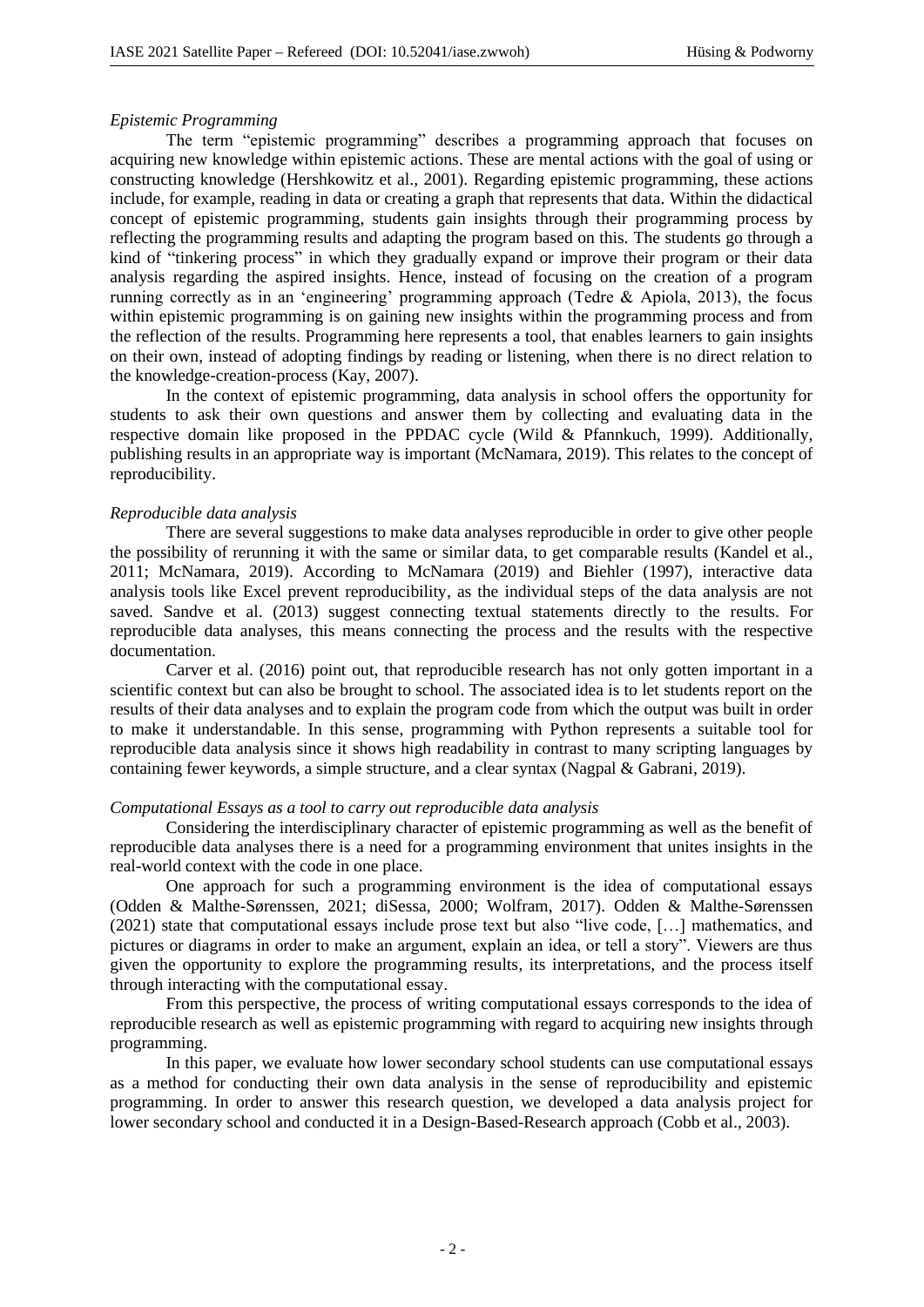*Epistemic Programming*

The term "epistemic programming" describes a programming approach that focuses on acquiring new knowledge within epistemic actions. These are mental actions with the goal of using or constructing knowledge (Hershkowitz et al., 2001). Regarding epistemic programming, these actions include, for example, reading in data or creating a graph that represents that data. Within the didactical concept of epistemic programming, students gain insights through their programming process by reflecting the programming results and adapting the program based on this. The students go through a kind of "tinkering process" in which they gradually expand or improve their program or their data analysis regarding the aspired insights. Hence, instead of focusing on the creation of a program running correctly as in an 'engineering' programming approach (Tedre & Apiola, 2013), the focus within epistemic programming is on gaining new insights within the programming process and from the reflection of the results. Programming here represents a tool, that enables learners to gain insights on their own, instead of adopting findings by reading or listening, when there is no direct relation to the knowledge-creation-process (Kay, 2007).

In the context of epistemic programming, data analysis in school offers the opportunity for students to ask their own questions and answer them by collecting and evaluating data in the respective domain like proposed in the PPDAC cycle (Wild & Pfannkuch, 1999). Additionally, publishing results in an appropriate way is important (McNamara, 2019). This relates to the concept of reproducibility.

*Reproducible data analysis*

There are several suggestions to make data analyses reproducible in order to give other people the possibility of rerunning it with the same or similar data, to get comparable results (Kandel et al., 2011; McNamara, 2019). According to McNamara (2019) and Biehler (1997), interactive data analysis tools like Excel prevent reproducibility, as the individual steps of the data analysis are not saved. Sandve et al. (2013) suggest connecting textual statements directly to the results. For reproducible data analyses, this means connecting the process and the results with the respective documentation.

Carver et al. (2016) point out, that reproducible research has not only gotten important in a scientific context but can also be brought to school. The associated idea is to let students report on the results of their data analyses and to explain the program code from which the output was built in order to make it understandable. In this sense, programming with Python represents a suitable tool for reproducible data analysis since it shows high readability in contrast to many scripting languages by containing fewer keywords, a simple structure, and a clear syntax (Nagpal & Gabrani, 2019).

*Computational Essays as a tool to carry out reproducible data analysis*

Considering the interdisciplinary character of epistemic programming as well as the benefit of reproducible data analyses there is a need for a programming environment that unites insights in the real-world context with the code in one place.

One approach for such a programming environment is the idea of computational essays (Odden & Malthe-Sørenssen, 2021; diSessa, 2000; Wolfram, 2017). Odden & Malthe-Sørenssen (2021) state that computational essays include prose text but also "live code, […] mathematics, and pictures or diagrams in order to make an argument, explain an idea, or tell a story". Viewers are thus given the opportunity to explore the programming results, its interpretations, and the process itself through interacting with the computational essay.

From this perspective, the process of writing computational essays corresponds to the idea of reproducible research as well as epistemic programming with regard to acquiring new insights through programming.

In this paper, we evaluate how lower secondary school students can use computational essays as a method for conducting their own data analysis in the sense of reproducibility and epistemic programming. In order to answer this research question, we developed a data analysis project for lower secondary school and conducted it in a Design-Based-Research approach (Cobb et al., 2003).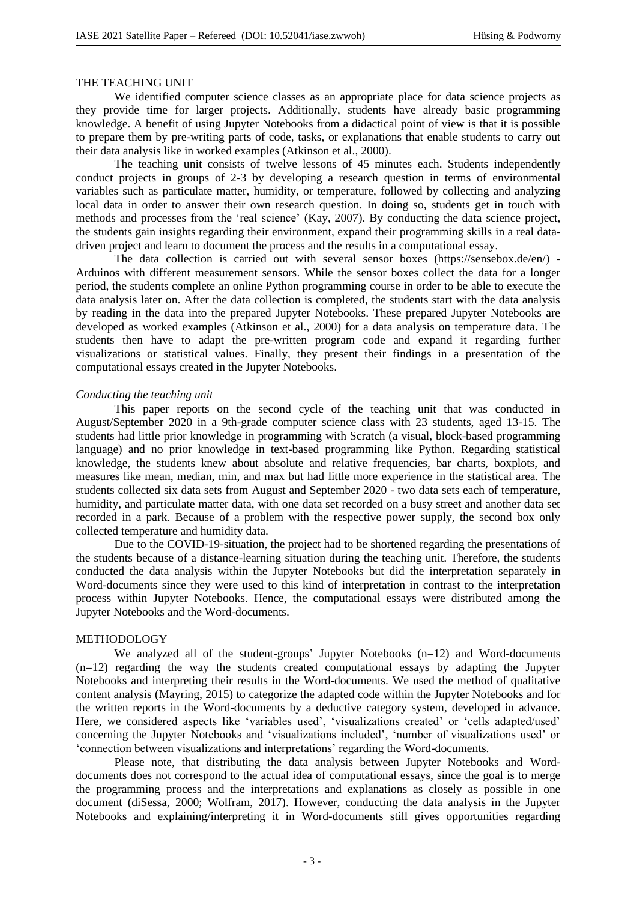## THE TEACHING UNIT

We identified computer science classes as an appropriate place for data science projects as they provide time for larger projects. Additionally, students have already basic programming knowledge. A benefit of using Jupyter Notebooks from a didactical point of view is that it is possible to prepare them by pre-writing parts of code, tasks, or explanations that enable students to carry out their data analysis like in worked examples (Atkinson et al., 2000).

The teaching unit consists of twelve lessons of 45 minutes each. Students independently conduct projects in groups of 2-3 by developing a research question in terms of environmental variables such as particulate matter, humidity, or temperature, followed by collecting and analyzing local data in order to answer their own research question. In doing so, students get in touch with methods and processes from the 'real science' (Kay, 2007). By conducting the data science project, the students gain insights regarding their environment, expand their programming skills in a real data-driven project and learn to document the process and the results in a computational essay.

The data collection is carried out with several sensor boxes (https://sensebox.de/en/) - Arduinos with different measurement sensors. While the sensor boxes collect the data for a longer period, the students complete an online Python programming course in order to be able to execute the data analysis later on. After the data collection is completed, the students start with the data analysis by reading in the data into the prepared Jupyter Notebooks. These prepared Jupyter Notebooks are developed as worked examples (Atkinson et al., 2000) for a data analysis on temperature data. The students then have to adapt the pre-written program code and expand it regarding further visualizations or statistical values. Finally, they present their findings in a presentation of the computational essays created in the Jupyter Notebooks.

### *Conducting the teaching unit*

This paper reports on the second cycle of the teaching unit that was conducted in August/September 2020 in a 9th-grade computer science class with 23 students, aged 13-15. The students had little prior knowledge in programming with Scratch (a visual, block-based programming language) and no prior knowledge in text-based programming like Python. Regarding statistical knowledge, the students knew about absolute and relative frequencies, bar charts, boxplots, and measures like mean, median, min, and max but had little more experience in the statistical area. The students collected six data sets from August and September 2020 - two data sets each of temperature, humidity, and particulate matter data, with one data set recorded on a busy street and another data set recorded in a park. Because of a problem with the respective power supply, the second box only collected temperature and humidity data.

Due to the COVID-19-situation, the project had to be shortened regarding the presentations of the students because of a distance-learning situation during the teaching unit. Therefore, the students conducted the data analysis within the Jupyter Notebooks but did the interpretation separately in Word-documents since they were used to this kind of interpretation in contrast to the interpretation process within Jupyter Notebooks. Hence, the computational essays were distributed among the Jupyter Notebooks and the Word-documents.

## METHODOLOGY

We analyzed all of the student-groups' Jupyter Notebooks (n=12) and Word-documents (n=12) regarding the way the students created computational essays by adapting the Jupyter Notebooks and interpreting their results in the Word-documents. We used the method of qualitative content analysis (Mayring, 2015) to categorize the adapted code within the Jupyter Notebooks and for the written reports in the Word-documents by a deductive category system, developed in advance. Here, we considered aspects like 'variables used', 'visualizations created' or 'cells adapted/used' concerning the Jupyter Notebooks and 'visualizations included', 'number of visualizations used' or 'connection between visualizations and interpretations' regarding the Word-documents.

Please note, that distributing the data analysis between Jupyter Notebooks and Word-documents does not correspond to the actual idea of computational essays, since the goal is to merge the programming process and the interpretations and explanations as closely as possible in one document (diSessa, 2000; Wolfram, 2017). However, conducting the data analysis in the Jupyter Notebooks and explaining/interpreting it in Word-documents still gives opportunities regarding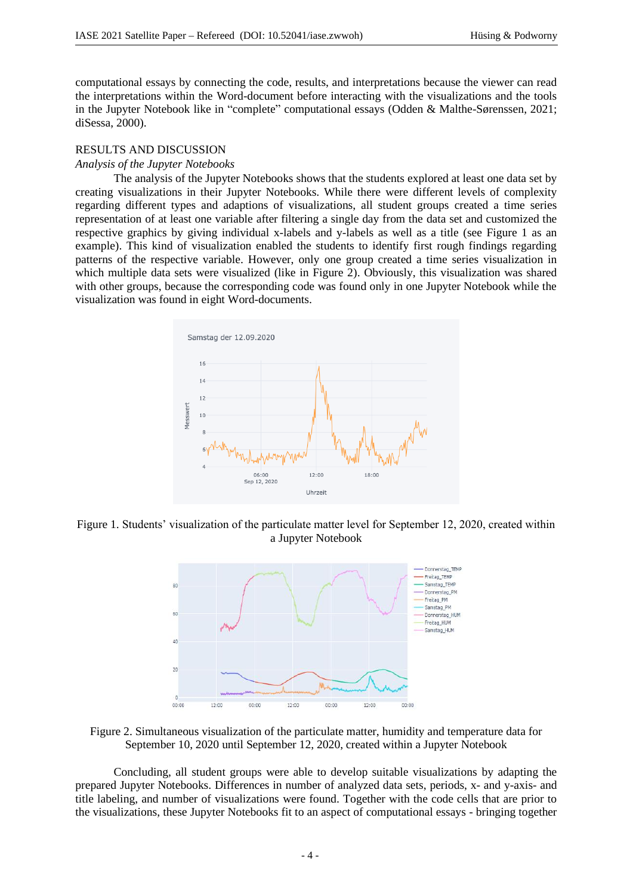computational essays by connecting the code, results, and interpretations because the viewer can read the interpretations within the Word-document before interacting with the visualizations and the tools in the Jupyter Notebook like in "complete" computational essays (Odden & Malthe-Sørenssen, 2021; diSessa, 2000).

## RESULTS AND DISCUSSION

### *Analysis of the Jupyter Notebooks*

The analysis of the Jupyter Notebooks shows that the students explored at least one data set by creating visualizations in their Jupyter Notebooks. While there were different levels of complexity regarding different types and adaptions of visualizations, all student groups created a time series representation of at least one variable after filtering a single day from the data set and customized the respective graphics by giving individual x-labels and y-labels as well as a title (see Figure 1 as an example). This kind of visualization enabled the students to identify first rough findings regarding patterns of the respective variable. However, only one group created a time series visualization in which multiple data sets were visualized (like in Figure 2). Obviously, this visualization was shared with other groups, because the corresponding code was found only in one Jupyter Notebook while the visualization was found in eight Word-documents.

Figure 1. Students' visualization of the particulate matter level for September 12, 2020, created within a Jupyter Notebook

Figure 2. Simultaneous visualization of the particulate matter, humidity and temperature data for September 10, 2020 until September 12, 2020, created within a Jupyter Notebook

Concluding, all student groups were able to develop suitable visualizations by adapting the prepared Jupyter Notebooks. Differences in number of analyzed data sets, periods, x- and y-axis- and title labeling, and number of visualizations were found. Together with the code cells that are prior to the visualizations, these Jupyter Notebooks fit to an aspect of computational essays - bringing together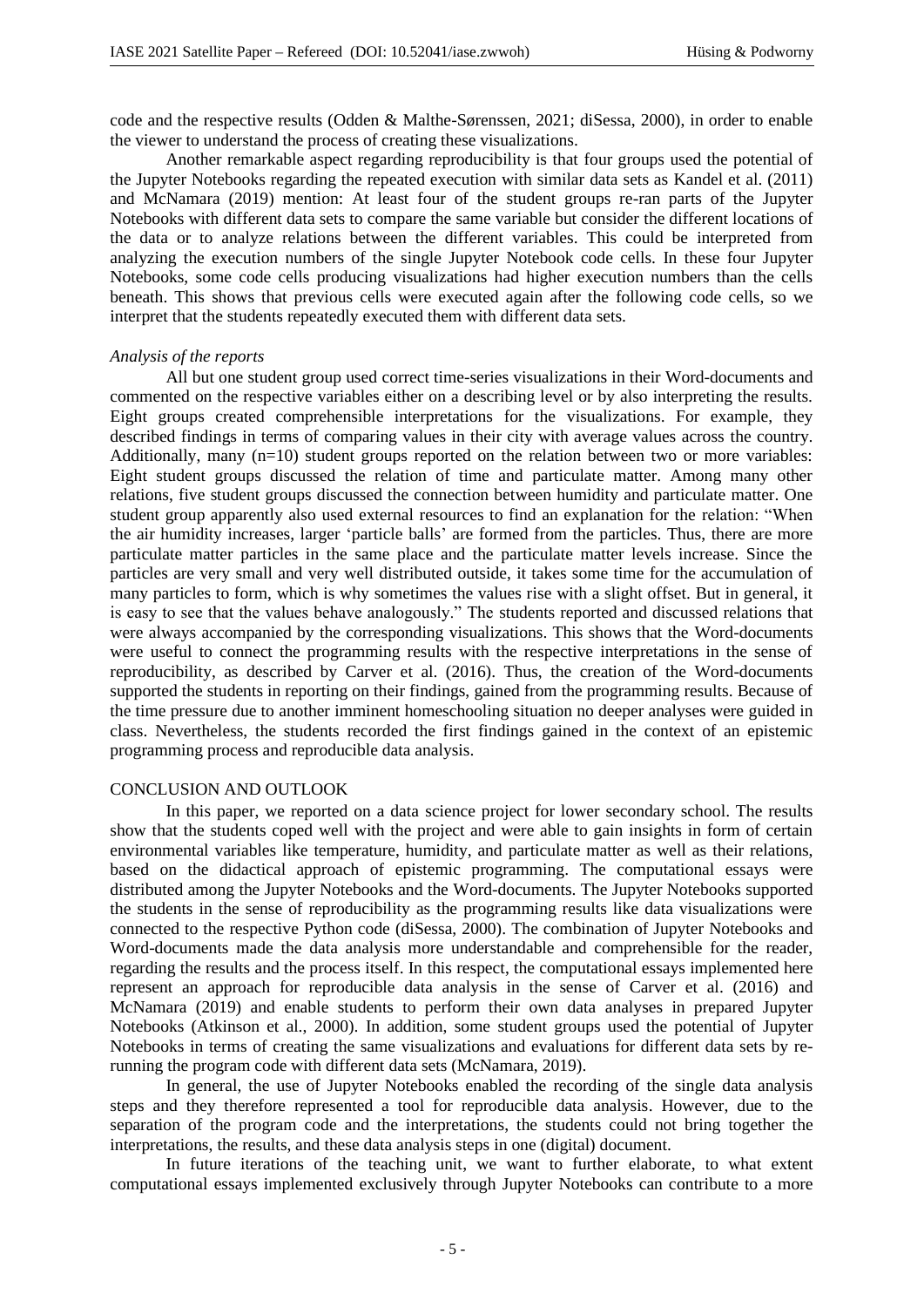code and the respective results (Odden & Malthe-Sørenssen, 2021; diSessa, 2000), in order to enable the viewer to understand the process of creating these visualizations.

Another remarkable aspect regarding reproducibility is that four groups used the potential of the Jupyter Notebooks regarding the repeated execution with similar data sets as Kandel et al. (2011) and McNamara (2019) mention: At least four of the student groups re-ran parts of the Jupyter Notebooks with different data sets to compare the same variable but consider the different locations of the data or to analyze relations between the different variables. This could be interpreted from analyzing the execution numbers of the single Jupyter Notebook code cells. In these four Jupyter Notebooks, some code cells producing visualizations had higher execution numbers than the cells beneath. This shows that previous cells were executed again after the following code cells, so we interpret that the students repeatedly executed them with different data sets.

*Analysis of the reports*

All but one student group used correct time-series visualizations in their Word-documents and commented on the respective variables either on a describing level or by also interpreting the results. Eight groups created comprehensible interpretations for the visualizations. For example, they described findings in terms of comparing values in their city with average values across the country. Additionally, many (n=10) student groups reported on the relation between two or more variables: Eight student groups discussed the relation of time and particulate matter. Among many other relations, five student groups discussed the connection between humidity and particulate matter. One student group apparently also used external resources to find an explanation for the relation: "When the air humidity increases, larger 'particle balls' are formed from the particles. Thus, there are more particulate matter particles in the same place and the particulate matter levels increase. Since the particles are very small and very well distributed outside, it takes some time for the accumulation of many particles to form, which is why sometimes the values rise with a slight offset. But in general, it is easy to see that the values behave analogously." The students reported and discussed relations that were always accompanied by the corresponding visualizations. This shows that the Word-documents were useful to connect the programming results with the respective interpretations in the sense of reproducibility, as described by Carver et al. (2016). Thus, the creation of the Word-documents supported the students in reporting on their findings, gained from the programming results. Because of the time pressure due to another imminent homeschooling situation no deeper analyses were guided in class. Nevertheless, the students recorded the first findings gained in the context of an epistemic programming process and reproducible data analysis.

## CONCLUSION AND OUTLOOK

In this paper, we reported on a data science project for lower secondary school. The results show that the students coped well with the project and were able to gain insights in form of certain environmental variables like temperature, humidity, and particulate matter as well as their relations, based on the didactical approach of epistemic programming. The computational essays were distributed among the Jupyter Notebooks and the Word-documents. The Jupyter Notebooks supported the students in the sense of reproducibility as the programming results like data visualizations were connected to the respective Python code (diSessa, 2000). The combination of Jupyter Notebooks and Word-documents made the data analysis more understandable and comprehensible for the reader, regarding the results and the process itself. In this respect, the computational essays implemented here represent an approach for reproducible data analysis in the sense of Carver et al. (2016) and McNamara (2019) and enable students to perform their own data analyses in prepared Jupyter Notebooks (Atkinson et al., 2000). In addition, some student groups used the potential of Jupyter Notebooks in terms of creating the same visualizations and evaluations for different data sets by re-running the program code with different data sets (McNamara, 2019).

In general, the use of Jupyter Notebooks enabled the recording of the single data analysis steps and they therefore represented a tool for reproducible data analysis. However, due to the separation of the program code and the interpretations, the students could not bring together the interpretations, the results, and these data analysis steps in one (digital) document.

In future iterations of the teaching unit, we want to further elaborate, to what extent computational essays implemented exclusively through Jupyter Notebooks can contribute to a more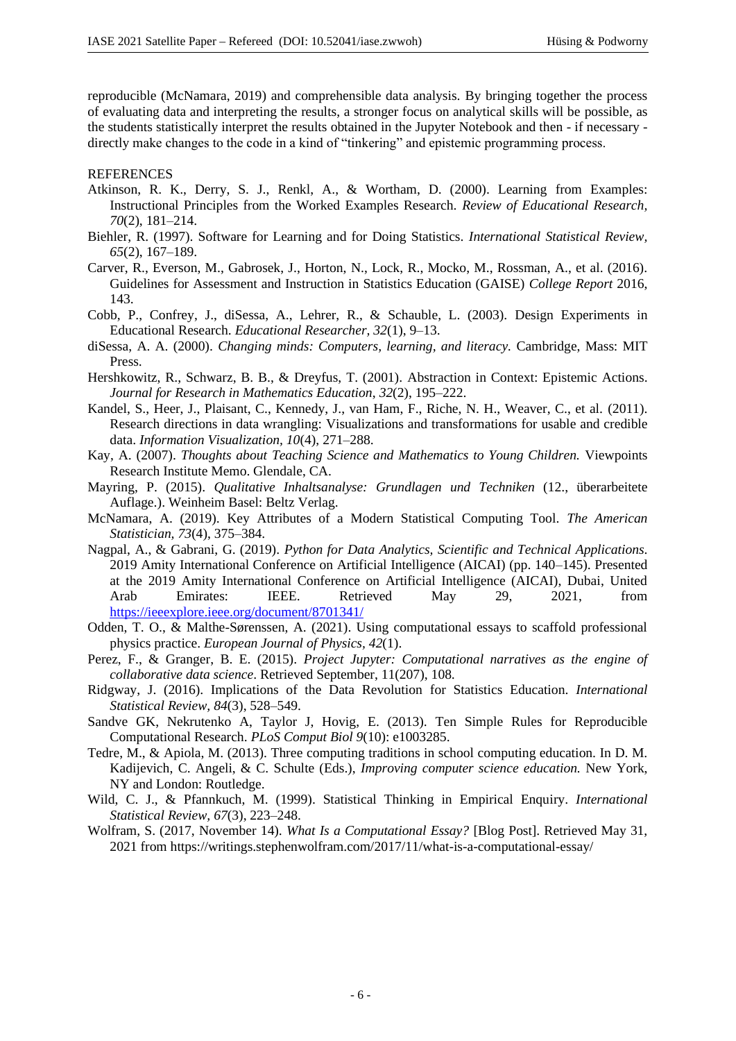reproducible (McNamara, 2019) and comprehensible data analysis. By bringing together the process of evaluating data and interpreting the results, a stronger focus on analytical skills will be possible, as the students statistically interpret the results obtained in the Jupyter Notebook and then - if necessary - directly make changes to the code in a kind of "tinkering" and epistemic programming process.

REFERENCES

Atkinson, R. K., Derry, S. J., Renkl, A., & Wortham, D. (2000). Learning from Examples: Instructional Principles from the Worked Examples Research. *Review of Educational Research, 70*(2), 181–214.

Biehler, R. (1997). Software for Learning and for Doing Statistics. *International Statistical Review, 65*(2), 167–189.

Carver, R., Everson, M., Gabrosek, J., Horton, N., Lock, R., Mocko, M., Rossman, A., et al. (2016). Guidelines for Assessment and Instruction in Statistics Education (GAISE) *College Report* 2016, 143.

Cobb, P., Confrey, J., diSessa, A., Lehrer, R., & Schauble, L. (2003). Design Experiments in Educational Research. *Educational Researcher, 32*(1), 9–13.

diSessa, A. A. (2000). *Changing minds: Computers, learning, and literacy.* Cambridge, Mass: MIT Press.

Hershkowitz, R., Schwarz, B. B., & Dreyfus, T. (2001). Abstraction in Context: Epistemic Actions. *Journal for Research in Mathematics Education*, *32*(2), 195–222.

Kandel, S., Heer, J., Plaisant, C., Kennedy, J., van Ham, F., Riche, N. H., Weaver, C., et al. (2011). Research directions in data wrangling: Visualizations and transformations for usable and credible data. *Information Visualization, 10*(4), 271–288.

Kay, A. (2007). *Thoughts about Teaching Science and Mathematics to Young Children.* Viewpoints Research Institute Memo. Glendale, CA.

Mayring, P. (2015). *Qualitative Inhaltsanalyse: Grundlagen und Techniken* (12., überarbeitete Auflage.). Weinheim Basel: Beltz Verlag.

McNamara, A. (2019). Key Attributes of a Modern Statistical Computing Tool. *The American Statistician, 73*(4), 375–384.

Nagpal, A., & Gabrani, G. (2019). *Python for Data Analytics, Scientific and Technical Applications*. 2019 Amity International Conference on Artificial Intelligence (AICAI) (pp. 140–145). Presented at the 2019 Amity International Conference on Artificial Intelligence (AICAI), Dubai, United Arab Emirates: IEEE. Retrieved May 29, 2021, from https://ieeexplore.ieee.org/document/8701341/

Odden, T. O., & Malthe-Sørenssen, A. (2021). Using computational essays to scaffold professional physics practice. *European Journal of Physics, 42*(1).

Perez, F., & Granger, B. E. (2015). *Project Jupyter: Computational narratives as the engine of collaborative data science*. Retrieved September, 11(207), 108.

Ridgway, J. (2016). Implications of the Data Revolution for Statistics Education. *International Statistical Review, 84*(3), 528–549.

Sandve GK, Nekrutenko A, Taylor J, Hovig, E. (2013). Ten Simple Rules for Reproducible Computational Research. *PLoS Comput Biol 9*(10): e1003285.

Tedre, M., & Apiola, M. (2013). Three computing traditions in school computing education. In D. M. Kadijevich, C. Angeli, & C. Schulte (Eds.), *Improving computer science education.* New York, NY and London: Routledge.

Wild, C. J., & Pfannkuch, M. (1999). Statistical Thinking in Empirical Enquiry. *International Statistical Review, 67*(3), 223–248.

Wolfram, S. (2017, November 14). *What Is a Computational Essay?* [Blog Post]. Retrieved May 31, 2021 from https://writings.stephenwolfram.com/2017/11/what-is-a-computational-essay/